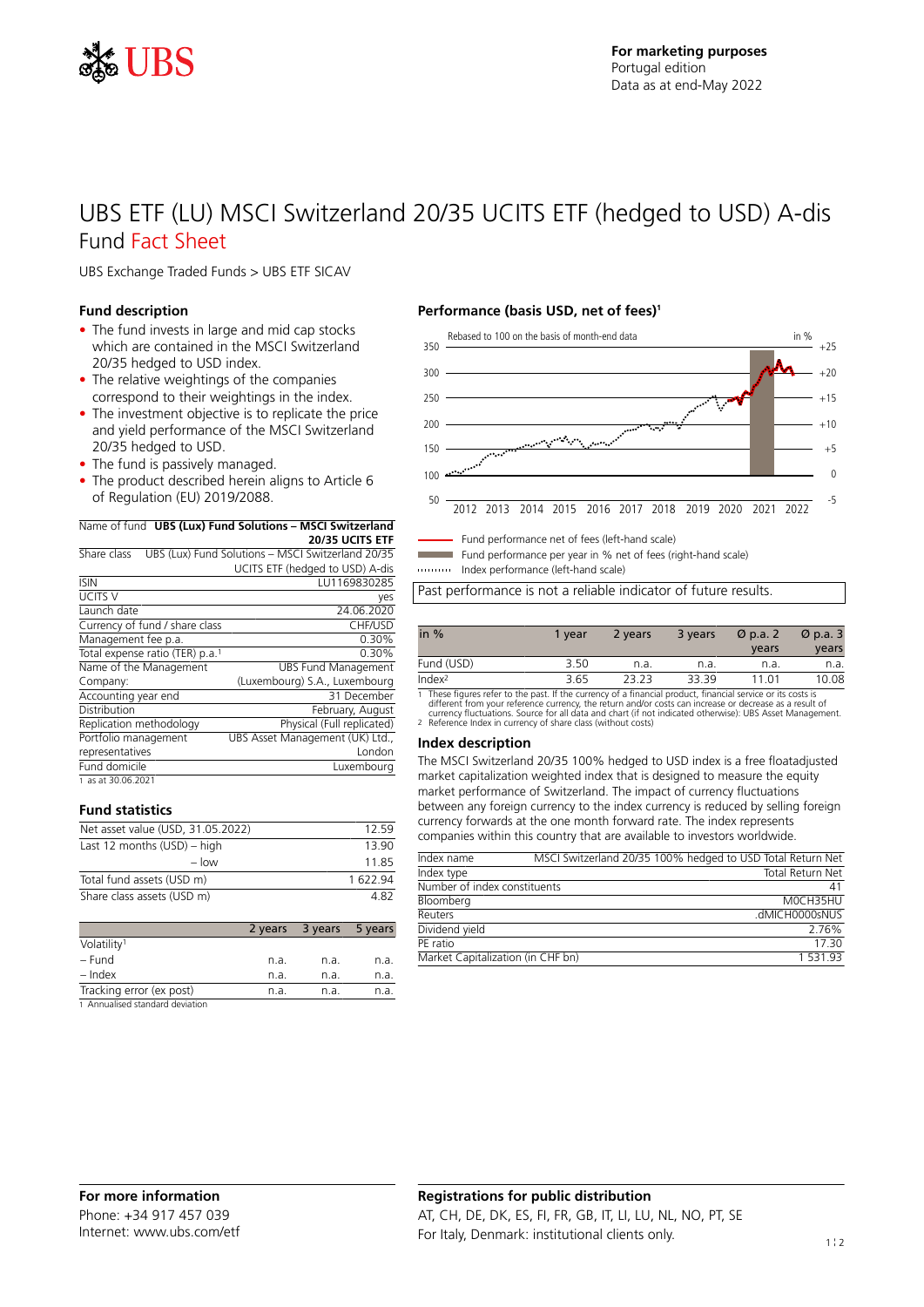For marketing purposes
Portugal edition
Data as at end-May 2022

# UBS ETF (LU) MSCI Switzerland 20/35 UCITS ETF (hedged to USD) A-dis
## Fund Fact Sheet

UBS Exchange Traded Funds > UBS ETF SICAV

### Fund description

- The fund invests in large and mid cap stocks which are contained in the MSCI Switzerland 20/35 hedged to USD index.
- The relative weightings of the companies correspond to their weightings in the index.
- The investment objective is to replicate the price and yield performance of the MSCI Switzerland 20/35 hedged to USD.
- The fund is passively managed.
- The product described herein aligns to Article 6 of Regulation (EU) 2019/2088.

| Name of fund | **UBS (Lux) Fund Solutions – MSCI Switzerland 20/35 UCITS ETF** |
|---|---|
| Share class | UBS (Lux) Fund Solutions – MSCI Switzerland 20/35 UCITS ETF (hedged to USD) A-dis |
| ISIN | LU1169830285 |
| UCITS V | yes |
| Launch date | 24.06.2020 |
| Currency of fund / share class | CHF/USD |
| Management fee p.a. | 0.30% |
| Total expense ratio (TER) p.a.[1] | 0.30% |
| Name of the Management Company: | UBS Fund Management (Luxembourg) S.A., Luxembourg |
| Accounting year end | 31 December |
| Distribution | February, August |
| Replication methodology | Physical (Full replicated) |
| Portfolio management representatives | UBS Asset Management (UK) Ltd., London |
| Fund domicile | Luxembourg |

1 as at 30.06.2021

### Fund statistics

| | |
|---|---|
| Net asset value (USD, 31.05.2022) | 12.59 |
| Last 12 months (USD) – high | 13.90 |
| – low | 11.85 |
| Total fund assets (USD m) | 1 622.94 |
| Share class assets (USD m) | 4.82 |

| | 2 years | 3 years | 5 years |
|---|---|---|---|
| Volatility[1] | | | |
| – Fund | n.a. | n.a. | n.a. |
| – Index | n.a. | n.a. | n.a. |
| Tracking error (ex post) | n.a. | n.a. | n.a. |

1 Annualised standard deviation

### Performance (basis USD, net of fees)[1]

Fund performance net of fees (left-hand scale)
Fund performance per year in % net of fees (right-hand scale)
Index performance (left-hand scale)

Past performance is not a reliable indicator of future results.

| in % | 1 year | 2 years | 3 years | Ø p.a. 2 years | Ø p.a. 3 years |
|---|---|---|---|---|---|
| Fund (USD) | 3.50 | n.a. | n.a. | n.a. | n.a. |
| Index[2] | 3.65 | 23.23 | 33.39 | 11.01 | 10.08 |

1 These figures refer to the past. If the currency of a financial product, financial service or its costs is different from your reference currency, the return and/or costs can increase or decrease as a result of currency fluctuations. Source for all data and chart (if not indicated otherwise): UBS Asset Management.
2 Reference Index in currency of share class (without costs)

### Index description

The MSCI Switzerland 20/35 100% hedged to USD index is a free floatadjusted market capitalization weighted index that is designed to measure the equity market performance of Switzerland. The impact of currency fluctuations between any foreign currency to the index currency is reduced by selling foreign currency forwards at the one month forward rate. The index represents companies within this country that are available to investors worldwide.

| Index name | MSCI Switzerland 20/35 100% hedged to USD Total Return Net |
|---|---|
| Index type | Total Return Net |
| Number of index constituents | 41 |
| Bloomberg | M0CH35HU |
| Reuters | .dMICH0000sNUS |
| Dividend yield | 2.76% |
| PE ratio | 17.30 |
| Market Capitalization (in CHF bn) | 1 531.93 |

### For more information

Phone: +34 917 457 039
Internet: www.ubs.com/etf

### Registrations for public distribution

AT, CH, DE, DK, ES, FI, FR, GB, IT, LI, LU, NL, NO, PT, SE
For Italy, Denmark: institutional clients only.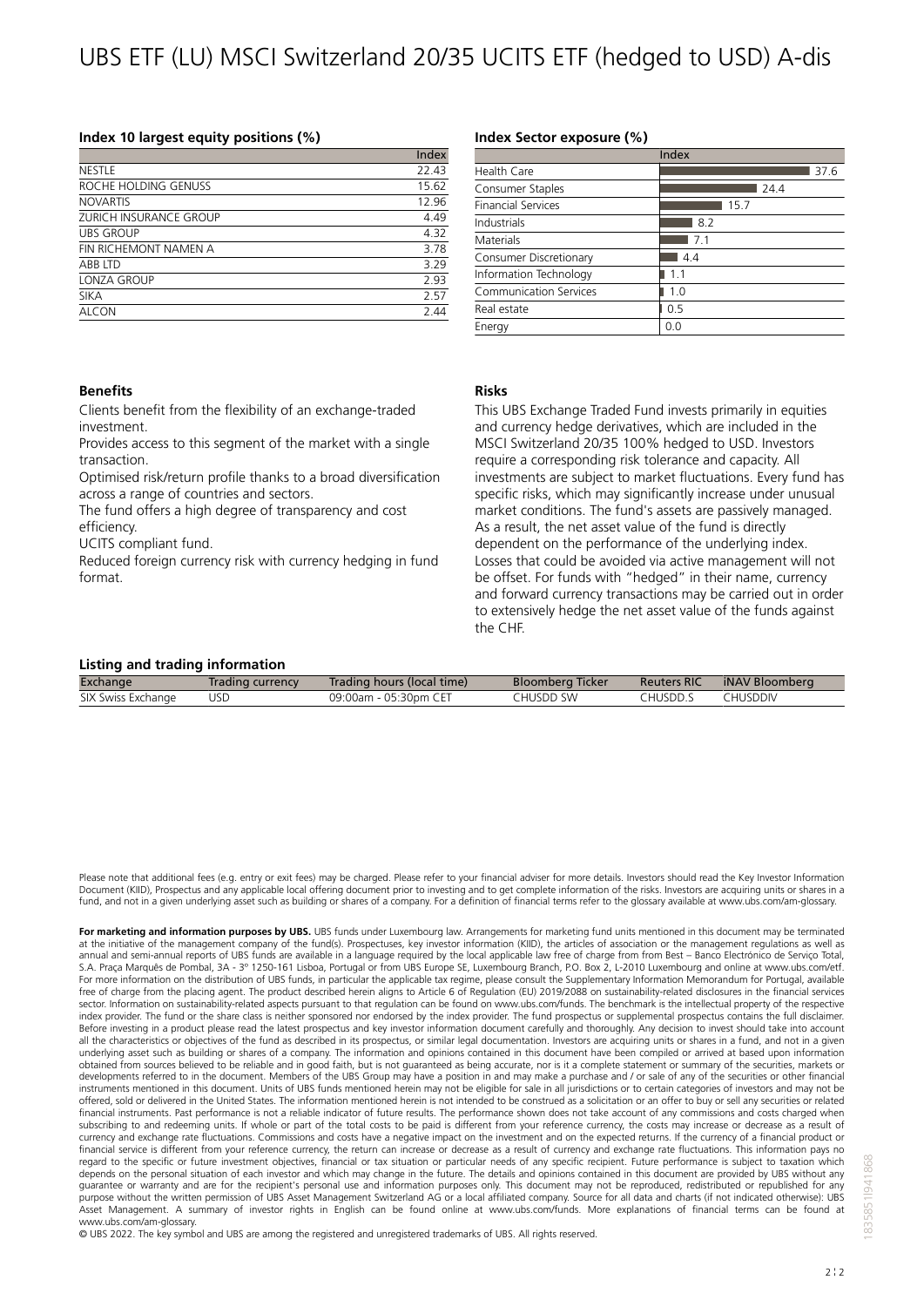# UBS ETF (LU) MSCI Switzerland 20/35 UCITS ETF (hedged to USD) A-dis

### Index 10 largest equity positions (%)

| | Index |
|---|---|
| NESTLE | 22.43 |
| ROCHE HOLDING GENUSS | 15.62 |
| NOVARTIS | 12.96 |
| ZURICH INSURANCE GROUP | 4.49 |
| UBS GROUP | 4.32 |
| FIN RICHEMONT NAMEN A | 3.78 |
| ABB LTD | 3.29 |
| LONZA GROUP | 2.93 |
| SIKA | 2.57 |
| ALCON | 2.44 |

### Index Sector exposure (%)

Index

Health Care 37.6
Consumer Staples 24.4
Financial Services 15.7
Industrials 8.2
Materials 7.1
Consumer Discretionary 4.4
Information Technology 1.1
Communication Services 1.0
Real estate 0.5
Energy 0.0

### Benefits

Clients benefit from the flexibility of an exchange-traded investment.

Provides access to this segment of the market with a single transaction.

Optimised risk/return profile thanks to a broad diversification across a range of countries and sectors.

The fund offers a high degree of transparency and cost efficiency.

UCITS compliant fund.

Reduced foreign currency risk with currency hedging in fund format.

### Risks

This UBS Exchange Traded Fund invests primarily in equities and currency hedge derivatives, which are included in the MSCI Switzerland 20/35 100% hedged to USD. Investors require a corresponding risk tolerance and capacity. All investments are subject to market fluctuations. Every fund has specific risks, which may significantly increase under unusual market conditions. The fund's assets are passively managed. As a result, the net asset value of the fund is directly dependent on the performance of the underlying index. Losses that could be avoided via active management will not be offset. For funds with "hedged" in their name, currency and forward currency transactions may be carried out in order to extensively hedge the net asset value of the funds against the CHF.

### Listing and trading information

| Exchange | Trading currency | Trading hours (local time) | Bloomberg Ticker | Reuters RIC | iNAV Bloomberg |
|---|---|---|---|---|---|
| SIX Swiss Exchange | USD | 09:00am - 05:30pm CET | CHUSDD SW | CHUSDD.S | CHUSDDIV |

Please note that additional fees (e.g. entry or exit fees) may be charged. Please refer to your financial adviser for more details. Investors should read the Key Investor Information Document (KIID), Prospectus and any applicable local offering document prior to investing and to get complete information of the risks. Investors are acquiring units or shares in a fund, and not in a given underlying asset such as building or shares of a company. For a definition of financial terms refer to the glossary available at www.ubs.com/am-glossary.

**For marketing and information purposes by UBS.** UBS funds under Luxembourg law. Arrangements for marketing fund units mentioned in this document may be terminated at the initiative of the management company of the fund(s). Prospectuses, key investor information (KIID), the articles of association or the management regulations as well as annual and semi-annual reports of UBS funds are available in a language required by the local applicable law free of charge from from Best – Banco Electrónico de Serviço Total, S.A. Praça Marquês de Pombal, 3A - 3º 1250-161 Lisboa, Portugal or from UBS Europe SE, Luxembourg Branch, P.O. Box 2, L-2010 Luxembourg and online at www.ubs.com/etf. For more information on the distribution of UBS funds, in particular the applicable tax regime, please consult the Supplementary Information Memorandum for Portugal, available free of charge from the placing agent. The product described herein aligns to Article 6 of Regulation (EU) 2019/2088 on sustainability-related disclosures in the financial services sector. Information on sustainability-related aspects pursuant to that regulation can be found on www.ubs.com/funds. The benchmark is the intellectual property of the respective index provider. The fund or the share class is neither sponsored nor endorsed by the index provider. The fund prospectus or supplemental prospectus contains the full disclaimer. Before investing in a product please read the latest prospectus and key investor information document carefully and thoroughly. Any decision to invest should take into account all the characteristics or objectives of the fund as described in its prospectus, or similar legal documentation. Investors are acquiring units or shares in a fund, and not in a given underlying asset such as building or shares of a company. The information and opinions contained in this document have been compiled or arrived at based upon information obtained from sources believed to be reliable and in good faith, but is not guaranteed as being accurate, nor is it a complete statement or summary of the securities, markets or developments referred to in the document. Members of the UBS Group may have a position in and may make a purchase and / or sale of any of the securities or other financial instruments mentioned in this document. Units of UBS funds mentioned herein may not be eligible for sale in all jurisdictions or to certain categories of investors and may not be offered, sold or delivered in the United States. The information mentioned herein is not intended to be construed as a solicitation or an offer to buy or sell any securities or related financial instruments. Past performance is not a reliable indicator of future results. The performance shown does not take account of any commissions and costs charged when subscribing to and redeeming units. If whole or part of the total costs to be paid is different from your reference currency, the costs may increase or decrease as a result of currency and exchange rate fluctuations. Commissions and costs have a negative impact on the investment and on the expected returns. If the currency of a financial product or financial service is different from your reference currency, the return can increase or decrease as a result of currency and exchange rate fluctuations. This information pays no regard to the specific or future investment objectives, financial or tax situation or particular needs of any specific recipient. Future performance is subject to taxation which depends on the personal situation of each investor and which may change in the future. The details and opinions contained in this document are provided by UBS without any guarantee or warranty and are for the recipient's personal use and information purposes only. This document may not be reproduced, redistributed or republished for any purpose without the written permission of UBS Asset Management Switzerland AG or a local affiliated company. Source for all data and charts (if not indicated otherwise): UBS Asset Management. A summary of investor rights in English can be found online at www.ubs.com/funds. More explanations of financial terms can be found at www.ubs.com/am-glossary.

© UBS 2022. The key symbol and UBS are among the registered and unregistered trademarks of UBS. All rights reserved.